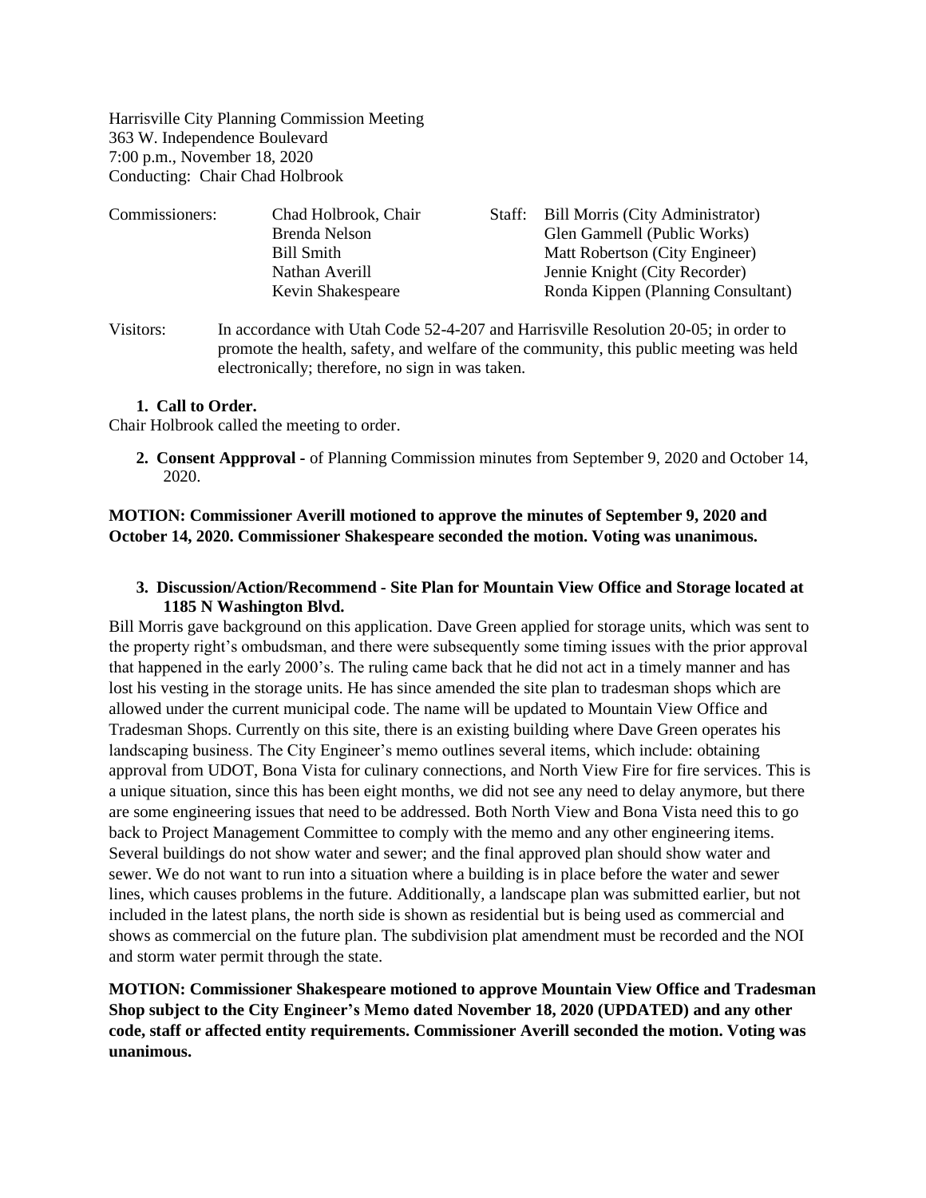Harrisville City Planning Commission Meeting
363 W. Independence Boulevard
7:00 p.m., November 18, 2020
Conducting: Chair Chad Holbrook

| Commissioners: | | Staff: |
|---|---|---|
| | Chad Holbrook, Chair | Bill Morris (City Administrator) |
| | Brenda Nelson | Glen Gammell (Public Works) |
| | Bill Smith | Matt Robertson (City Engineer) |
| | Nathan Averill | Jennie Knight (City Recorder) |
| | Kevin Shakespeare | Ronda Kippen (Planning Consultant) |

Visitors: In accordance with Utah Code 52-4-207 and Harrisville Resolution 20-05; in order to promote the health, safety, and welfare of the community, this public meeting was held electronically; therefore, no sign in was taken.

1. **Call to Order.**

Chair Holbrook called the meeting to order.

2. **Consent Appproval -** of Planning Commission minutes from September 9, 2020 and October 14, 2020.

**MOTION: Commissioner Averill motioned to approve the minutes of September 9, 2020 and October 14, 2020. Commissioner Shakespeare seconded the motion. Voting was unanimous.**

3. **Discussion/Action/Recommend - Site Plan for Mountain View Office and Storage located at 1185 N Washington Blvd.**

Bill Morris gave background on this application. Dave Green applied for storage units, which was sent to the property right's ombudsman, and there were subsequently some timing issues with the prior approval that happened in the early 2000's. The ruling came back that he did not act in a timely manner and has lost his vesting in the storage units. He has since amended the site plan to tradesman shops which are allowed under the current municipal code. The name will be updated to Mountain View Office and Tradesman Shops. Currently on this site, there is an existing building where Dave Green operates his landscaping business. The City Engineer's memo outlines several items, which include: obtaining approval from UDOT, Bona Vista for culinary connections, and North View Fire for fire services. This is a unique situation, since this has been eight months, we did not see any need to delay anymore, but there are some engineering issues that need to be addressed. Both North View and Bona Vista need this to go back to Project Management Committee to comply with the memo and any other engineering items. Several buildings do not show water and sewer; and the final approved plan should show water and sewer. We do not want to run into a situation where a building is in place before the water and sewer lines, which causes problems in the future. Additionally, a landscape plan was submitted earlier, but not included in the latest plans, the north side is shown as residential but is being used as commercial and shows as commercial on the future plan. The subdivision plat amendment must be recorded and the NOI and storm water permit through the state.

**MOTION: Commissioner Shakespeare motioned to approve Mountain View Office and Tradesman Shop subject to the City Engineer's Memo dated November 18, 2020 (UPDATED) and any other code, staff or affected entity requirements. Commissioner Averill seconded the motion. Voting was unanimous.**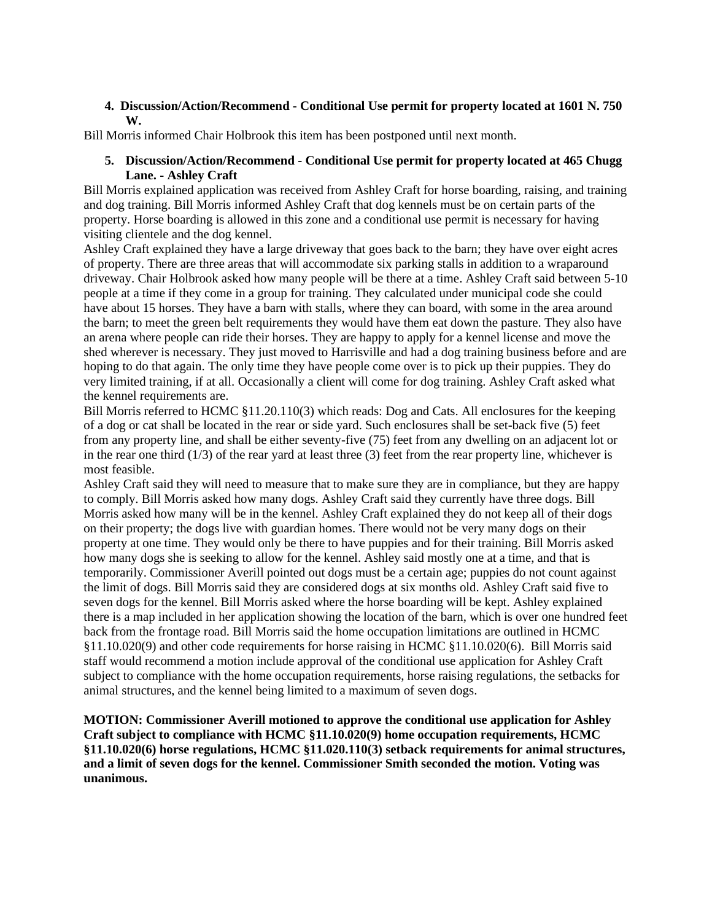**4. Discussion/Action/Recommend - Conditional Use permit for property located at 1601 N. 750 W.**

Bill Morris informed Chair Holbrook this item has been postponed until next month.

**5. Discussion/Action/Recommend - Conditional Use permit for property located at 465 Chugg Lane. - Ashley Craft**

Bill Morris explained application was received from Ashley Craft for horse boarding, raising, and training and dog training. Bill Morris informed Ashley Craft that dog kennels must be on certain parts of the property. Horse boarding is allowed in this zone and a conditional use permit is necessary for having visiting clientele and the dog kennel.

Ashley Craft explained they have a large driveway that goes back to the barn; they have over eight acres of property. There are three areas that will accommodate six parking stalls in addition to a wraparound driveway. Chair Holbrook asked how many people will be there at a time. Ashley Craft said between 5-10 people at a time if they come in a group for training. They calculated under municipal code she could have about 15 horses. They have a barn with stalls, where they can board, with some in the area around the barn; to meet the green belt requirements they would have them eat down the pasture. They also have an arena where people can ride their horses. They are happy to apply for a kennel license and move the shed wherever is necessary. They just moved to Harrisville and had a dog training business before and are hoping to do that again. The only time they have people come over is to pick up their puppies. They do very limited training, if at all. Occasionally a client will come for dog training. Ashley Craft asked what the kennel requirements are.

Bill Morris referred to HCMC §11.20.110(3) which reads: Dog and Cats. All enclosures for the keeping of a dog or cat shall be located in the rear or side yard. Such enclosures shall be set-back five (5) feet from any property line, and shall be either seventy-five (75) feet from any dwelling on an adjacent lot or in the rear one third (1/3) of the rear yard at least three (3) feet from the rear property line, whichever is most feasible.

Ashley Craft said they will need to measure that to make sure they are in compliance, but they are happy to comply. Bill Morris asked how many dogs. Ashley Craft said they currently have three dogs. Bill Morris asked how many will be in the kennel. Ashley Craft explained they do not keep all of their dogs on their property; the dogs live with guardian homes. There would not be very many dogs on their property at one time. They would only be there to have puppies and for their training. Bill Morris asked how many dogs she is seeking to allow for the kennel. Ashley said mostly one at a time, and that is temporarily. Commissioner Averill pointed out dogs must be a certain age; puppies do not count against the limit of dogs. Bill Morris said they are considered dogs at six months old. Ashley Craft said five to seven dogs for the kennel. Bill Morris asked where the horse boarding will be kept. Ashley explained there is a map included in her application showing the location of the barn, which is over one hundred feet back from the frontage road. Bill Morris said the home occupation limitations are outlined in HCMC §11.10.020(9) and other code requirements for horse raising in HCMC §11.10.020(6). Bill Morris said staff would recommend a motion include approval of the conditional use application for Ashley Craft subject to compliance with the home occupation requirements, horse raising regulations, the setbacks for animal structures, and the kennel being limited to a maximum of seven dogs.

**MOTION: Commissioner Averill motioned to approve the conditional use application for Ashley Craft subject to compliance with HCMC §11.10.020(9) home occupation requirements, HCMC §11.10.020(6) horse regulations, HCMC §11.020.110(3) setback requirements for animal structures, and a limit of seven dogs for the kennel. Commissioner Smith seconded the motion. Voting was unanimous.**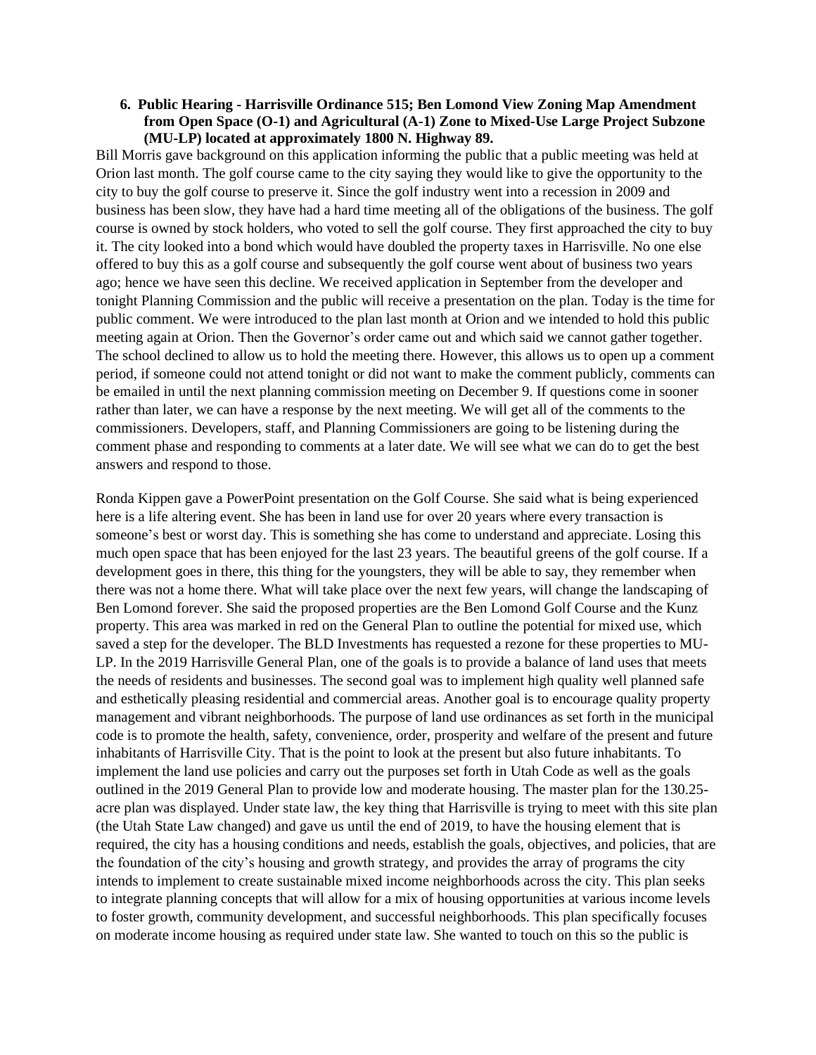**6. Public Hearing - Harrisville Ordinance 515; Ben Lomond View Zoning Map Amendment from Open Space (O-1) and Agricultural (A-1) Zone to Mixed-Use Large Project Subzone (MU-LP) located at approximately 1800 N. Highway 89.**

Bill Morris gave background on this application informing the public that a public meeting was held at Orion last month. The golf course came to the city saying they would like to give the opportunity to the city to buy the golf course to preserve it. Since the golf industry went into a recession in 2009 and business has been slow, they have had a hard time meeting all of the obligations of the business. The golf course is owned by stock holders, who voted to sell the golf course. They first approached the city to buy it. The city looked into a bond which would have doubled the property taxes in Harrisville. No one else offered to buy this as a golf course and subsequently the golf course went about of business two years ago; hence we have seen this decline. We received application in September from the developer and tonight Planning Commission and the public will receive a presentation on the plan. Today is the time for public comment. We were introduced to the plan last month at Orion and we intended to hold this public meeting again at Orion. Then the Governor's order came out and which said we cannot gather together. The school declined to allow us to hold the meeting there. However, this allows us to open up a comment period, if someone could not attend tonight or did not want to make the comment publicly, comments can be emailed in until the next planning commission meeting on December 9. If questions come in sooner rather than later, we can have a response by the next meeting. We will get all of the comments to the commissioners. Developers, staff, and Planning Commissioners are going to be listening during the comment phase and responding to comments at a later date. We will see what we can do to get the best answers and respond to those.

Ronda Kippen gave a PowerPoint presentation on the Golf Course. She said what is being experienced here is a life altering event. She has been in land use for over 20 years where every transaction is someone's best or worst day. This is something she has come to understand and appreciate. Losing this much open space that has been enjoyed for the last 23 years. The beautiful greens of the golf course. If a development goes in there, this thing for the youngsters, they will be able to say, they remember when there was not a home there. What will take place over the next few years, will change the landscaping of Ben Lomond forever. She said the proposed properties are the Ben Lomond Golf Course and the Kunz property. This area was marked in red on the General Plan to outline the potential for mixed use, which saved a step for the developer. The BLD Investments has requested a rezone for these properties to MU-LP. In the 2019 Harrisville General Plan, one of the goals is to provide a balance of land uses that meets the needs of residents and businesses. The second goal was to implement high quality well planned safe and esthetically pleasing residential and commercial areas. Another goal is to encourage quality property management and vibrant neighborhoods. The purpose of land use ordinances as set forth in the municipal code is to promote the health, safety, convenience, order, prosperity and welfare of the present and future inhabitants of Harrisville City. That is the point to look at the present but also future inhabitants. To implement the land use policies and carry out the purposes set forth in Utah Code as well as the goals outlined in the 2019 General Plan to provide low and moderate housing. The master plan for the 130.25-acre plan was displayed. Under state law, the key thing that Harrisville is trying to meet with this site plan (the Utah State Law changed) and gave us until the end of 2019, to have the housing element that is required, the city has a housing conditions and needs, establish the goals, objectives, and policies, that are the foundation of the city's housing and growth strategy, and provides the array of programs the city intends to implement to create sustainable mixed income neighborhoods across the city. This plan seeks to integrate planning concepts that will allow for a mix of housing opportunities at various income levels to foster growth, community development, and successful neighborhoods. This plan specifically focuses on moderate income housing as required under state law. She wanted to touch on this so the public is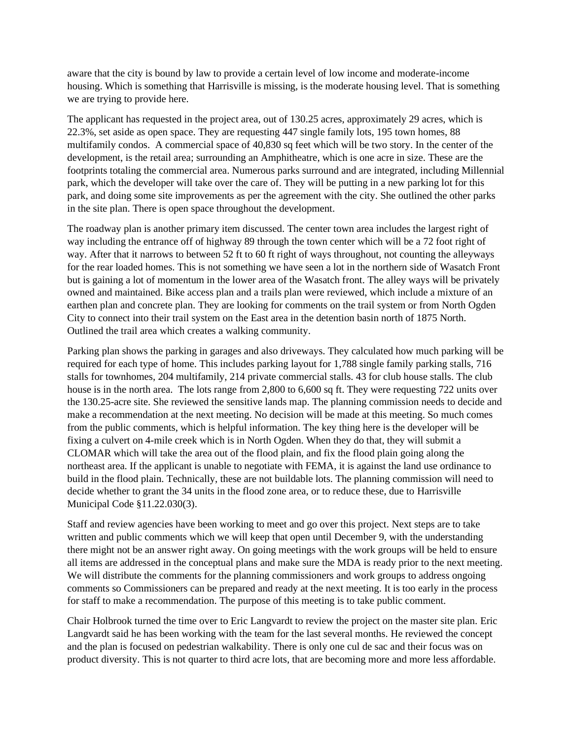aware that the city is bound by law to provide a certain level of low income and moderate-income housing. Which is something that Harrisville is missing, is the moderate housing level. That is something we are trying to provide here.

The applicant has requested in the project area, out of 130.25 acres, approximately 29 acres, which is 22.3%, set aside as open space. They are requesting 447 single family lots, 195 town homes, 88 multifamily condos.  A commercial space of 40,830 sq feet which will be two story. In the center of the development, is the retail area; surrounding an Amphitheatre, which is one acre in size. These are the footprints totaling the commercial area. Numerous parks surround and are integrated, including Millennial park, which the developer will take over the care of. They will be putting in a new parking lot for this park, and doing some site improvements as per the agreement with the city. She outlined the other parks in the site plan. There is open space throughout the development.

The roadway plan is another primary item discussed. The center town area includes the largest right of way including the entrance off of highway 89 through the town center which will be a 72 foot right of way. After that it narrows to between 52 ft to 60 ft right of ways throughout, not counting the alleyways for the rear loaded homes. This is not something we have seen a lot in the northern side of Wasatch Front but is gaining a lot of momentum in the lower area of the Wasatch front. The alley ways will be privately owned and maintained. Bike access plan and a trails plan were reviewed, which include a mixture of an earthen plan and concrete plan. They are looking for comments on the trail system or from North Ogden City to connect into their trail system on the East area in the detention basin north of 1875 North. Outlined the trail area which creates a walking community.

Parking plan shows the parking in garages and also driveways. They calculated how much parking will be required for each type of home. This includes parking layout for 1,788 single family parking stalls, 716 stalls for townhomes, 204 multifamily, 214 private commercial stalls. 43 for club house stalls. The club house is in the north area.  The lots range from 2,800 to 6,600 sq ft. They were requesting 722 units over the 130.25-acre site. She reviewed the sensitive lands map. The planning commission needs to decide and make a recommendation at the next meeting. No decision will be made at this meeting. So much comes from the public comments, which is helpful information. The key thing here is the developer will be fixing a culvert on 4-mile creek which is in North Ogden. When they do that, they will submit a CLOMAR which will take the area out of the flood plain, and fix the flood plain going along the northeast area. If the applicant is unable to negotiate with FEMA, it is against the land use ordinance to build in the flood plain. Technically, these are not buildable lots. The planning commission will need to decide whether to grant the 34 units in the flood zone area, or to reduce these, due to Harrisville Municipal Code §11.22.030(3).

Staff and review agencies have been working to meet and go over this project. Next steps are to take written and public comments which we will keep that open until December 9, with the understanding there might not be an answer right away. On going meetings with the work groups will be held to ensure all items are addressed in the conceptual plans and make sure the MDA is ready prior to the next meeting. We will distribute the comments for the planning commissioners and work groups to address ongoing comments so Commissioners can be prepared and ready at the next meeting. It is too early in the process for staff to make a recommendation. The purpose of this meeting is to take public comment.

Chair Holbrook turned the time over to Eric Langvardt to review the project on the master site plan. Eric Langvardt said he has been working with the team for the last several months. He reviewed the concept and the plan is focused on pedestrian walkability. There is only one cul de sac and their focus was on product diversity. This is not quarter to third acre lots, that are becoming more and more less affordable.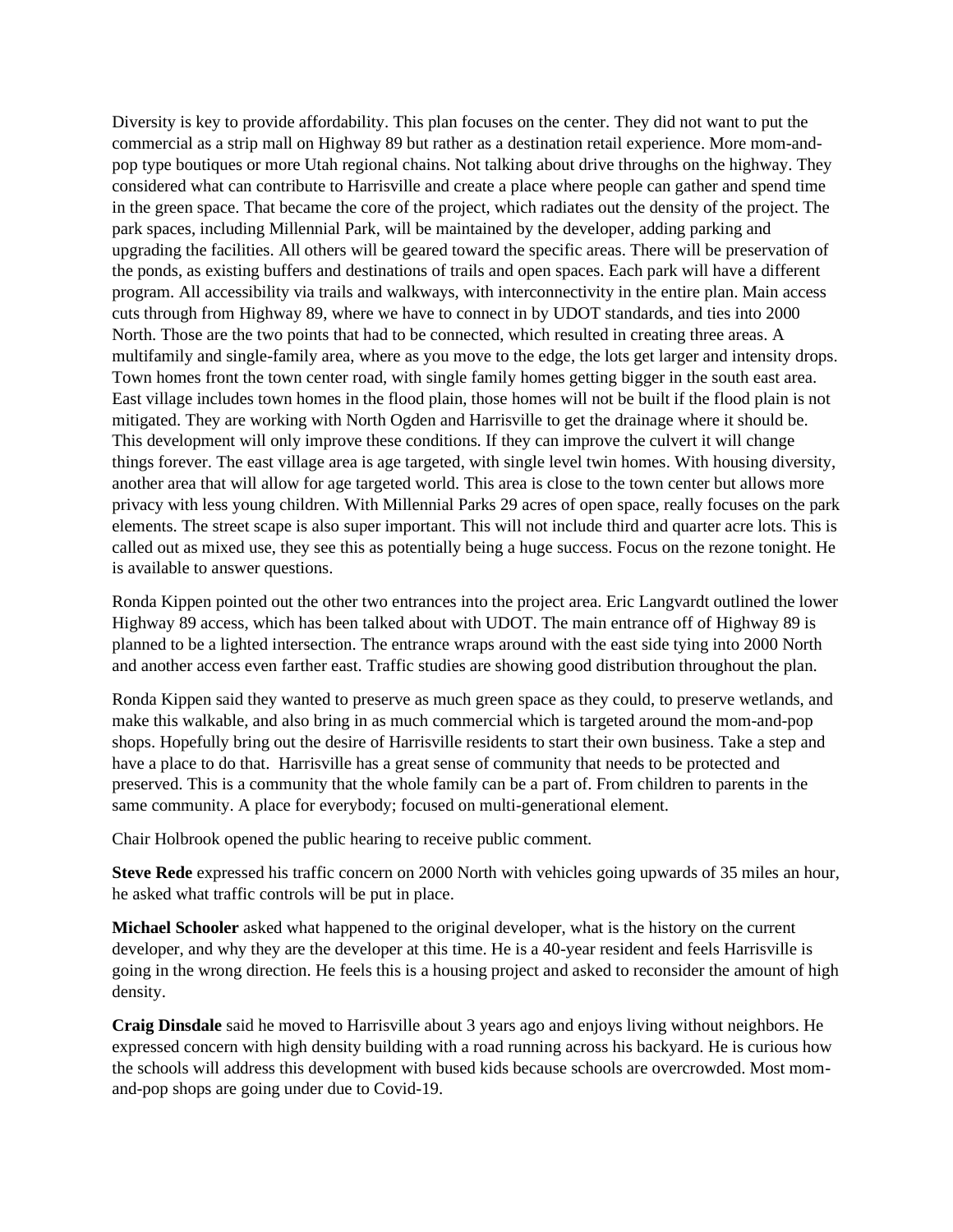Diversity is key to provide affordability. This plan focuses on the center. They did not want to put the commercial as a strip mall on Highway 89 but rather as a destination retail experience. More mom-and-pop type boutiques or more Utah regional chains. Not talking about drive throughs on the highway. They considered what can contribute to Harrisville and create a place where people can gather and spend time in the green space. That became the core of the project, which radiates out the density of the project. The park spaces, including Millennial Park, will be maintained by the developer, adding parking and upgrading the facilities. All others will be geared toward the specific areas. There will be preservation of the ponds, as existing buffers and destinations of trails and open spaces. Each park will have a different program. All accessibility via trails and walkways, with interconnectivity in the entire plan. Main access cuts through from Highway 89, where we have to connect in by UDOT standards, and ties into 2000 North. Those are the two points that had to be connected, which resulted in creating three areas. A multifamily and single-family area, where as you move to the edge, the lots get larger and intensity drops. Town homes front the town center road, with single family homes getting bigger in the south east area. East village includes town homes in the flood plain, those homes will not be built if the flood plain is not mitigated. They are working with North Ogden and Harrisville to get the drainage where it should be. This development will only improve these conditions. If they can improve the culvert it will change things forever. The east village area is age targeted, with single level twin homes. With housing diversity, another area that will allow for age targeted world. This area is close to the town center but allows more privacy with less young children. With Millennial Parks 29 acres of open space, really focuses on the park elements. The street scape is also super important. This will not include third and quarter acre lots. This is called out as mixed use, they see this as potentially being a huge success. Focus on the rezone tonight. He is available to answer questions.

Ronda Kippen pointed out the other two entrances into the project area. Eric Langvardt outlined the lower Highway 89 access, which has been talked about with UDOT. The main entrance off of Highway 89 is planned to be a lighted intersection. The entrance wraps around with the east side tying into 2000 North and another access even farther east. Traffic studies are showing good distribution throughout the plan.

Ronda Kippen said they wanted to preserve as much green space as they could, to preserve wetlands, and make this walkable, and also bring in as much commercial which is targeted around the mom-and-pop shops. Hopefully bring out the desire of Harrisville residents to start their own business. Take a step and have a place to do that. Harrisville has a great sense of community that needs to be protected and preserved. This is a community that the whole family can be a part of. From children to parents in the same community. A place for everybody; focused on multi-generational element.

Chair Holbrook opened the public hearing to receive public comment.

**Steve Rede** expressed his traffic concern on 2000 North with vehicles going upwards of 35 miles an hour, he asked what traffic controls will be put in place.

**Michael Schooler** asked what happened to the original developer, what is the history on the current developer, and why they are the developer at this time. He is a 40-year resident and feels Harrisville is going in the wrong direction. He feels this is a housing project and asked to reconsider the amount of high density.

**Craig Dinsdale** said he moved to Harrisville about 3 years ago and enjoys living without neighbors. He expressed concern with high density building with a road running across his backyard. He is curious how the schools will address this development with bused kids because schools are overcrowded. Most mom-and-pop shops are going under due to Covid-19.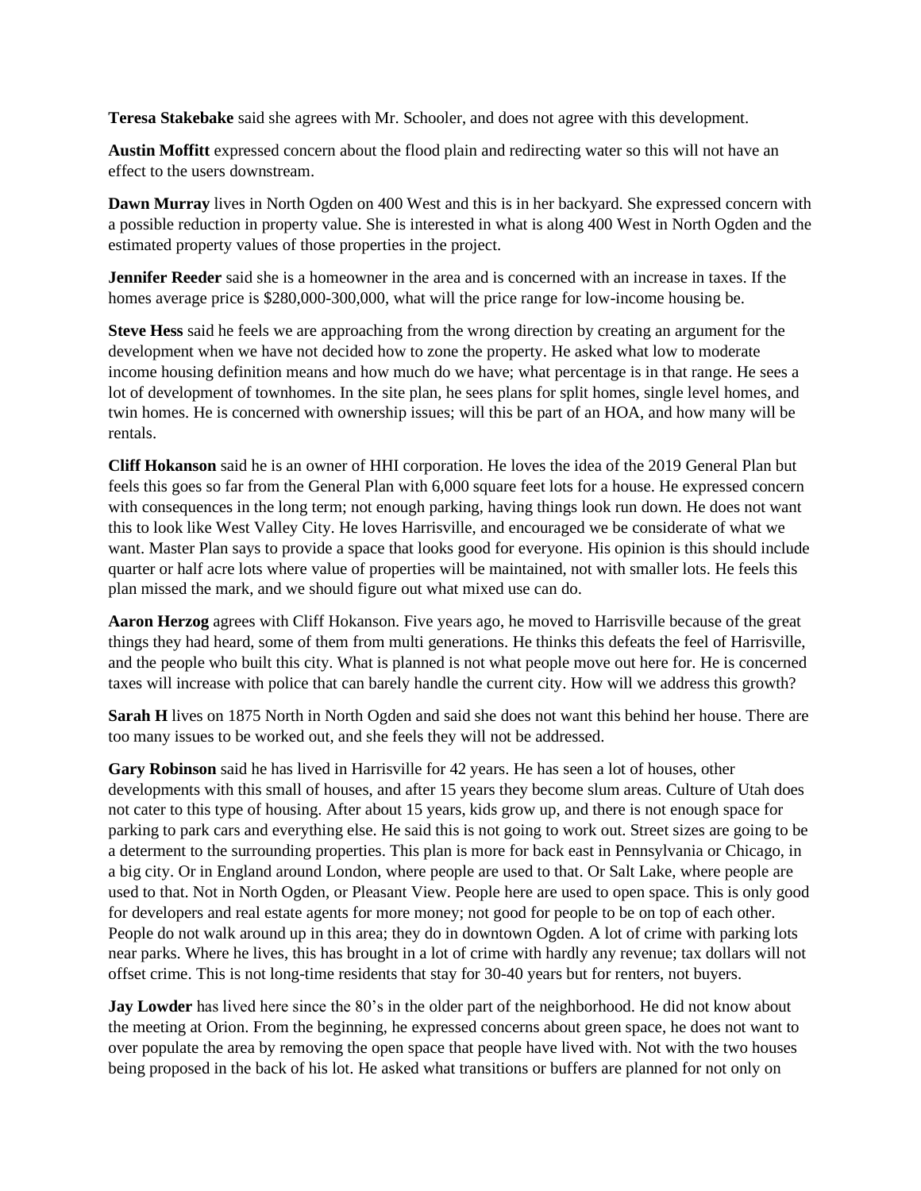**Teresa Stakebake** said she agrees with Mr. Schooler, and does not agree with this development.

**Austin Moffitt** expressed concern about the flood plain and redirecting water so this will not have an effect to the users downstream.

**Dawn Murray** lives in North Ogden on 400 West and this is in her backyard. She expressed concern with a possible reduction in property value. She is interested in what is along 400 West in North Ogden and the estimated property values of those properties in the project.

**Jennifer Reeder** said she is a homeowner in the area and is concerned with an increase in taxes. If the homes average price is $280,000-300,000, what will the price range for low-income housing be.

**Steve Hess** said he feels we are approaching from the wrong direction by creating an argument for the development when we have not decided how to zone the property. He asked what low to moderate income housing definition means and how much do we have; what percentage is in that range. He sees a lot of development of townhomes. In the site plan, he sees plans for split homes, single level homes, and twin homes. He is concerned with ownership issues; will this be part of an HOA, and how many will be rentals.

**Cliff Hokanson** said he is an owner of HHI corporation. He loves the idea of the 2019 General Plan but feels this goes so far from the General Plan with 6,000 square feet lots for a house. He expressed concern with consequences in the long term; not enough parking, having things look run down. He does not want this to look like West Valley City. He loves Harrisville, and encouraged we be considerate of what we want. Master Plan says to provide a space that looks good for everyone. His opinion is this should include quarter or half acre lots where value of properties will be maintained, not with smaller lots. He feels this plan missed the mark, and we should figure out what mixed use can do.

**Aaron Herzog** agrees with Cliff Hokanson. Five years ago, he moved to Harrisville because of the great things they had heard, some of them from multi generations. He thinks this defeats the feel of Harrisville, and the people who built this city. What is planned is not what people move out here for. He is concerned taxes will increase with police that can barely handle the current city. How will we address this growth?

**Sarah H** lives on 1875 North in North Ogden and said she does not want this behind her house. There are too many issues to be worked out, and she feels they will not be addressed.

**Gary Robinson** said he has lived in Harrisville for 42 years. He has seen a lot of houses, other developments with this small of houses, and after 15 years they become slum areas. Culture of Utah does not cater to this type of housing. After about 15 years, kids grow up, and there is not enough space for parking to park cars and everything else. He said this is not going to work out. Street sizes are going to be a determent to the surrounding properties. This plan is more for back east in Pennsylvania or Chicago, in a big city. Or in England around London, where people are used to that. Or Salt Lake, where people are used to that. Not in North Ogden, or Pleasant View. People here are used to open space. This is only good for developers and real estate agents for more money; not good for people to be on top of each other. People do not walk around up in this area; they do in downtown Ogden. A lot of crime with parking lots near parks. Where he lives, this has brought in a lot of crime with hardly any revenue; tax dollars will not offset crime. This is not long-time residents that stay for 30-40 years but for renters, not buyers.

**Jay Lowder** has lived here since the 80's in the older part of the neighborhood. He did not know about the meeting at Orion. From the beginning, he expressed concerns about green space, he does not want to over populate the area by removing the open space that people have lived with. Not with the two houses being proposed in the back of his lot. He asked what transitions or buffers are planned for not only on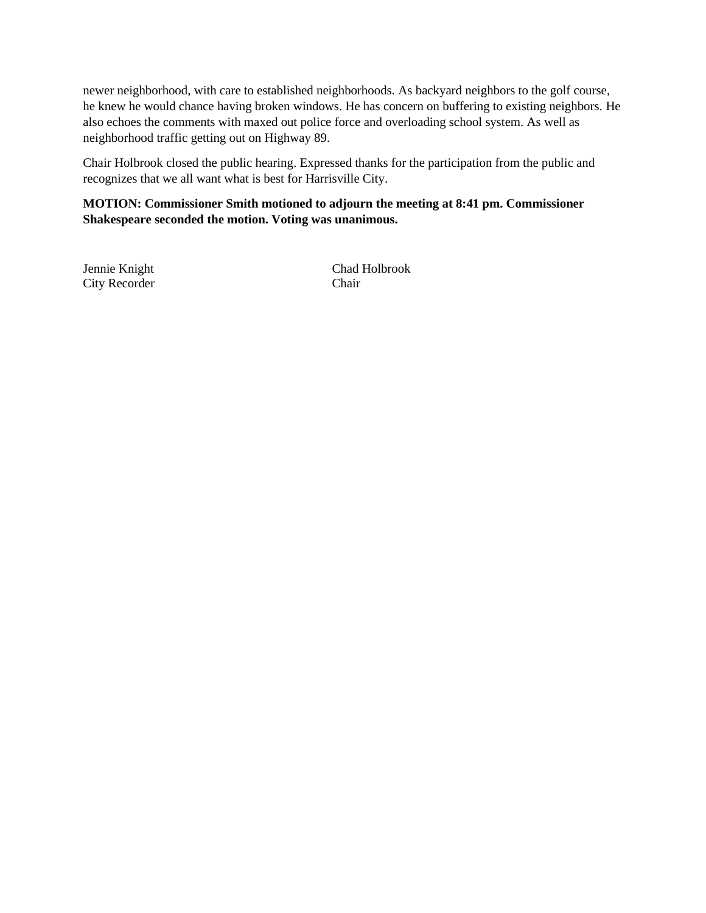newer neighborhood, with care to established neighborhoods. As backyard neighbors to the golf course, he knew he would chance having broken windows. He has concern on buffering to existing neighbors. He also echoes the comments with maxed out police force and overloading school system. As well as neighborhood traffic getting out on Highway 89.

Chair Holbrook closed the public hearing. Expressed thanks for the participation from the public and recognizes that we all want what is best for Harrisville City.

**MOTION: Commissioner Smith motioned to adjourn the meeting at 8:41 pm. Commissioner Shakespeare seconded the motion. Voting was unanimous.**

| | |
|---|---|
| Jennie Knight<br>City Recorder | Chad Holbrook<br>Chair |